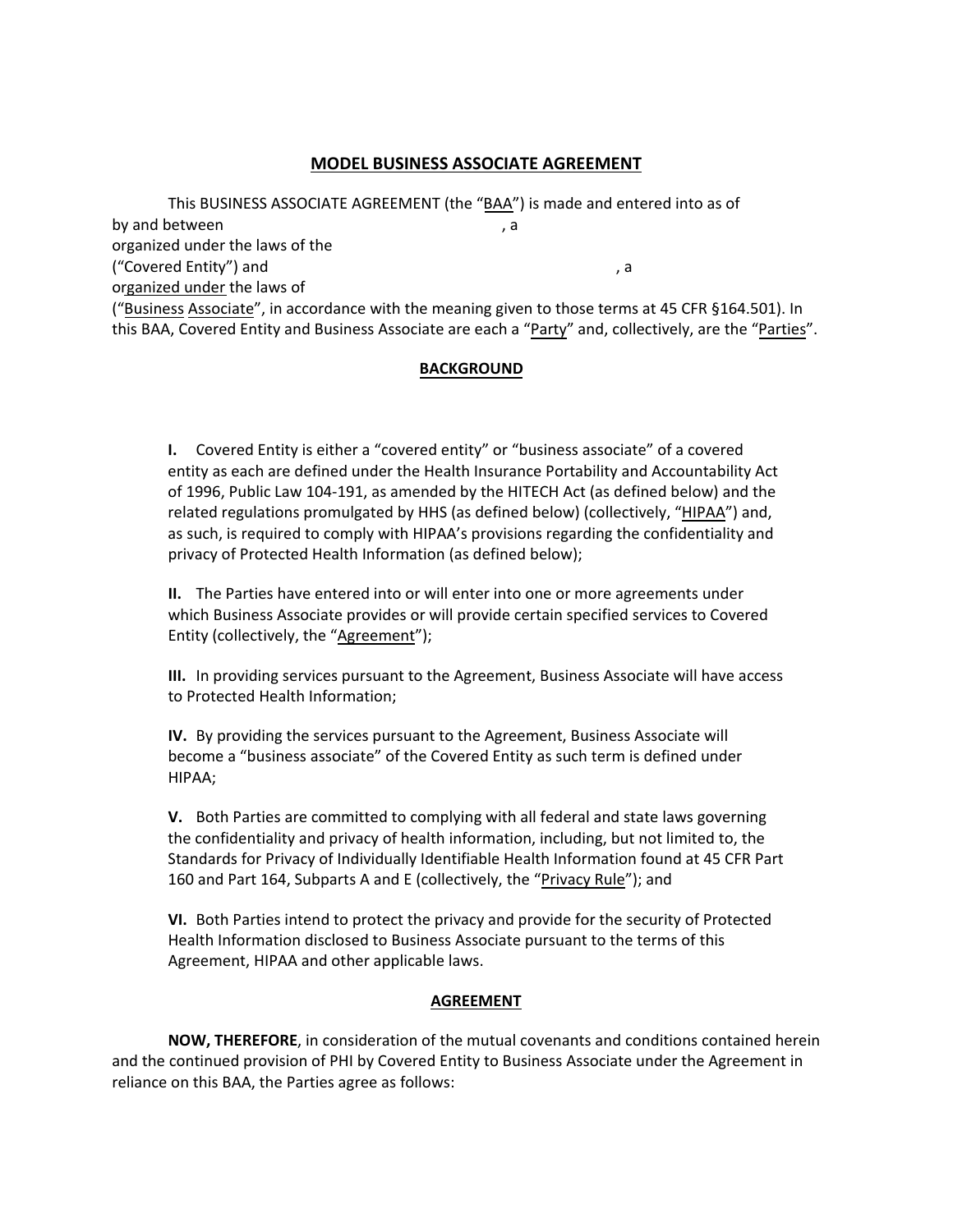## MODEL BUSINESS ASSOCIATE AGREEMENT

This BUSINESS ASSOCIATE AGREEMENT (the "BAA") is made and entered into as of by and between , a organized under the laws of the ("Covered Entity") and , a organized under the laws of ("Business Associate", in accordance with the meaning given to those terms at 45 CFR §164.501). In this BAA, Covered Entity and Business Associate are each a "Party" and, collectively, are the "Parties".

## BACKGROUND

**I.** Covered Entity is either a "covered entity" or "business associate" of a covered entity as each are defined under the Health Insurance Portability and Accountability Act of 1996, Public Law 104-191, as amended by the HITECH Act (as defined below) and the related regulations promulgated by HHS (as defined below) (collectively, "HIPAA") and, as such, is required to comply with HIPAA's provisions regarding the confidentiality and privacy of Protected Health Information (as defined below);

**II.** The Parties have entered into or will enter into one or more agreements under which Business Associate provides or will provide certain specified services to Covered Entity (collectively, the "Agreement");

**III.** In providing services pursuant to the Agreement, Business Associate will have access to Protected Health Information;

**IV.** By providing the services pursuant to the Agreement, Business Associate will become a "business associate" of the Covered Entity as such term is defined under HIPAA;

**V.** Both Parties are committed to complying with all federal and state laws governing the confidentiality and privacy of health information, including, but not limited to, the Standards for Privacy of Individually Identifiable Health Information found at 45 CFR Part 160 and Part 164, Subparts A and E (collectively, the "Privacy Rule"); and

**VI.** Both Parties intend to protect the privacy and provide for the security of Protected Health Information disclosed to Business Associate pursuant to the terms of this Agreement, HIPAA and other applicable laws.

## AGREEMENT

**NOW, THEREFORE**, in consideration of the mutual covenants and conditions contained herein and the continued provision of PHI by Covered Entity to Business Associate under the Agreement in reliance on this BAA, the Parties agree as follows: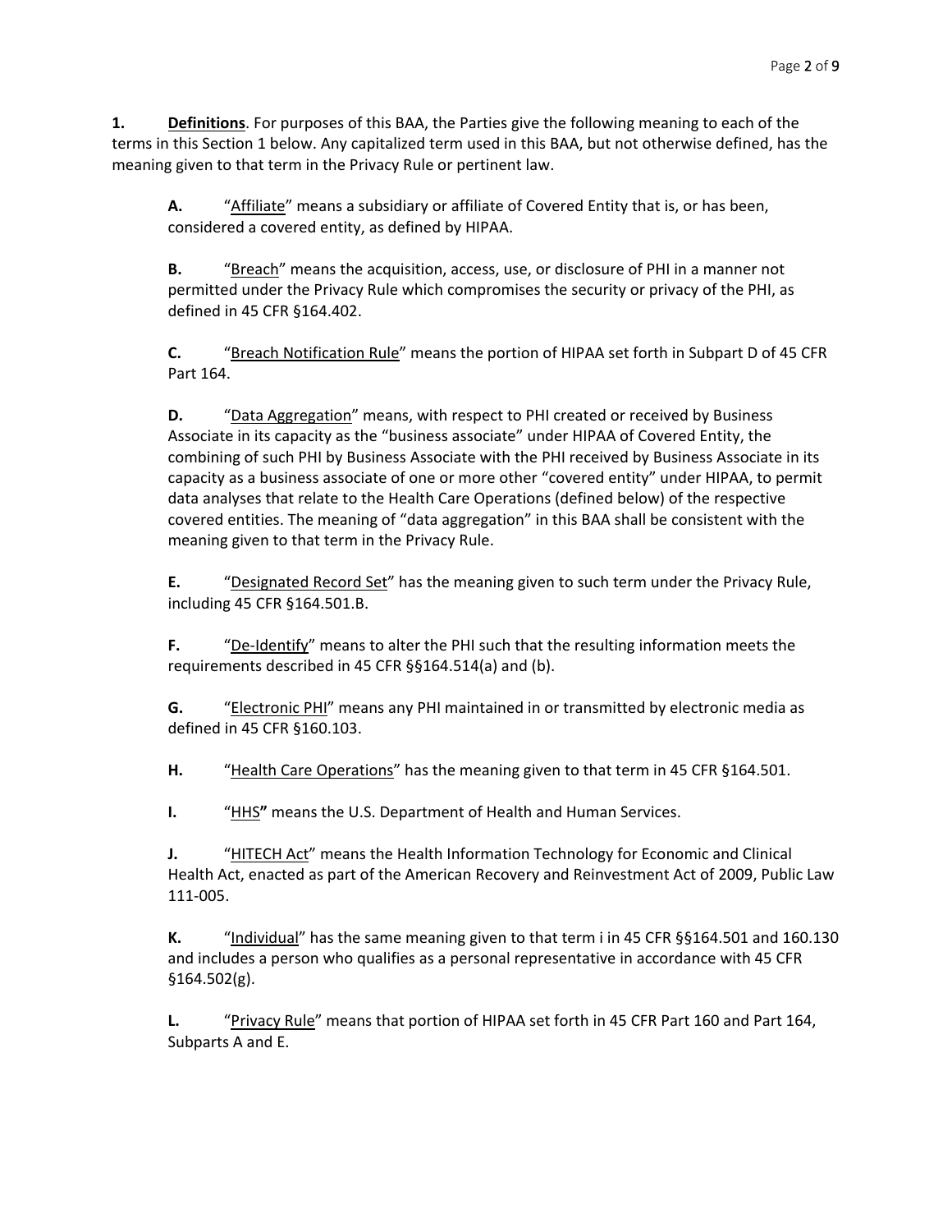**1. Definitions**. For purposes of this BAA, the Parties give the following meaning to each of the terms in this Section 1 below. Any capitalized term used in this BAA, but not otherwise defined, has the meaning given to that term in the Privacy Rule or pertinent law.

**A.** "<u>Affiliate</u>" means a subsidiary or affiliate of Covered Entity that is, or has been, considered a covered entity, as defined by HIPAA.

**B.** "<u>Breach</u>" means the acquisition, access, use, or disclosure of PHI in a manner not permitted under the Privacy Rule which compromises the security or privacy of the PHI, as defined in 45 CFR §164.402.

**C.** "<u>Breach Notification Rule</u>" means the portion of HIPAA set forth in Subpart D of 45 CFR Part 164.

**D.** "<u>Data Aggregation</u>" means, with respect to PHI created or received by Business Associate in its capacity as the "business associate" under HIPAA of Covered Entity, the combining of such PHI by Business Associate with the PHI received by Business Associate in its capacity as a business associate of one or more other "covered entity" under HIPAA, to permit data analyses that relate to the Health Care Operations (defined below) of the respective covered entities. The meaning of "data aggregation" in this BAA shall be consistent with the meaning given to that term in the Privacy Rule.

**E.** "<u>Designated Record Set</u>" has the meaning given to such term under the Privacy Rule, including 45 CFR §164.501.B.

**F.** "<u>De-Identify</u>" means to alter the PHI such that the resulting information meets the requirements described in 45 CFR §§164.514(a) and (b).

**G.** "<u>Electronic PHI</u>" means any PHI maintained in or transmitted by electronic media as defined in 45 CFR §160.103.

**H.** "<u>Health Care Operations</u>" has the meaning given to that term in 45 CFR §164.501.

**I.** "<u>HHS</u>**"** means the U.S. Department of Health and Human Services.

**J.** "<u>HITECH Act</u>" means the Health Information Technology for Economic and Clinical Health Act, enacted as part of the American Recovery and Reinvestment Act of 2009, Public Law 111-005.

**K.** "<u>Individual</u>" has the same meaning given to that term i in 45 CFR §§164.501 and 160.130 and includes a person who qualifies as a personal representative in accordance with 45 CFR §164.502(g).

**L.** "<u>Privacy Rule</u>" means that portion of HIPAA set forth in 45 CFR Part 160 and Part 164, Subparts A and E.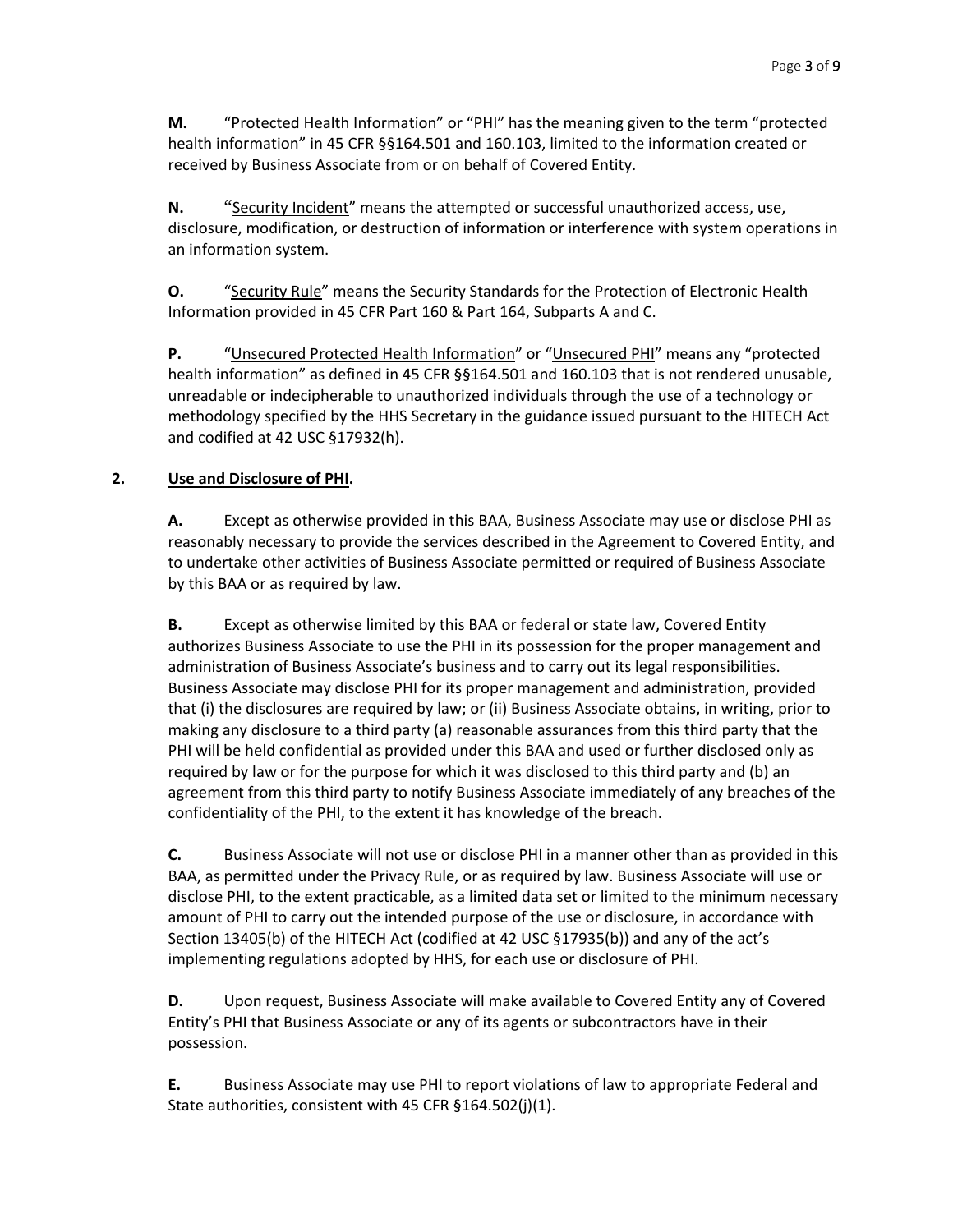**M.** "<u>Protected Health Information</u>" or "<u>PHI</u>" has the meaning given to the term "protected health information" in 45 CFR §§164.501 and 160.103, limited to the information created or received by Business Associate from or on behalf of Covered Entity.

**N.** "<u>Security Incident</u>" means the attempted or successful unauthorized access, use, disclosure, modification, or destruction of information or interference with system operations in an information system.

**O.** "<u>Security Rule</u>" means the Security Standards for the Protection of Electronic Health Information provided in 45 CFR Part 160 & Part 164, Subparts A and C.

**P.** "<u>Unsecured Protected Health Information</u>" or "<u>Unsecured PHI</u>" means any "protected health information" as defined in 45 CFR §§164.501 and 160.103 that is not rendered unusable, unreadable or indecipherable to unauthorized individuals through the use of a technology or methodology specified by the HHS Secretary in the guidance issued pursuant to the HITECH Act and codified at 42 USC §17932(h).

**2. <u>Use and Disclosure of PHI</u>.**

**A.** Except as otherwise provided in this BAA, Business Associate may use or disclose PHI as reasonably necessary to provide the services described in the Agreement to Covered Entity, and to undertake other activities of Business Associate permitted or required of Business Associate by this BAA or as required by law.

**B.** Except as otherwise limited by this BAA or federal or state law, Covered Entity authorizes Business Associate to use the PHI in its possession for the proper management and administration of Business Associate's business and to carry out its legal responsibilities. Business Associate may disclose PHI for its proper management and administration, provided that (i) the disclosures are required by law; or (ii) Business Associate obtains, in writing, prior to making any disclosure to a third party (a) reasonable assurances from this third party that the PHI will be held confidential as provided under this BAA and used or further disclosed only as required by law or for the purpose for which it was disclosed to this third party and (b) an agreement from this third party to notify Business Associate immediately of any breaches of the confidentiality of the PHI, to the extent it has knowledge of the breach.

**C.** Business Associate will not use or disclose PHI in a manner other than as provided in this BAA, as permitted under the Privacy Rule, or as required by law. Business Associate will use or disclose PHI, to the extent practicable, as a limited data set or limited to the minimum necessary amount of PHI to carry out the intended purpose of the use or disclosure, in accordance with Section 13405(b) of the HITECH Act (codified at 42 USC §17935(b)) and any of the act's implementing regulations adopted by HHS, for each use or disclosure of PHI.

**D.** Upon request, Business Associate will make available to Covered Entity any of Covered Entity's PHI that Business Associate or any of its agents or subcontractors have in their possession.

**E.** Business Associate may use PHI to report violations of law to appropriate Federal and State authorities, consistent with 45 CFR §164.502(j)(1).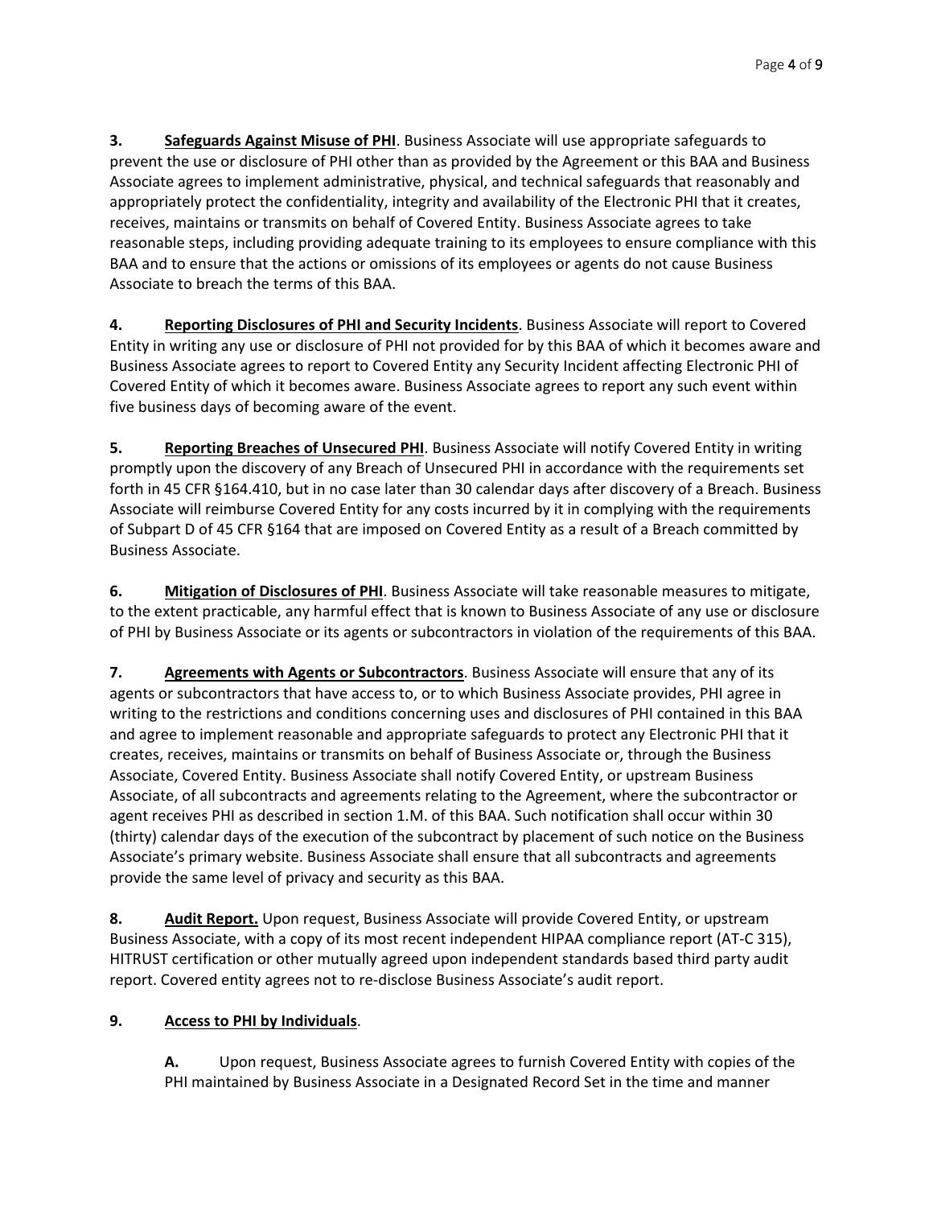**3.** **Safeguards Against Misuse of PHI**. Business Associate will use appropriate safeguards to prevent the use or disclosure of PHI other than as provided by the Agreement or this BAA and Business Associate agrees to implement administrative, physical, and technical safeguards that reasonably and appropriately protect the confidentiality, integrity and availability of the Electronic PHI that it creates, receives, maintains or transmits on behalf of Covered Entity. Business Associate agrees to take reasonable steps, including providing adequate training to its employees to ensure compliance with this BAA and to ensure that the actions or omissions of its employees or agents do not cause Business Associate to breach the terms of this BAA.

**4.** **Reporting Disclosures of PHI and Security Incidents**. Business Associate will report to Covered Entity in writing any use or disclosure of PHI not provided for by this BAA of which it becomes aware and Business Associate agrees to report to Covered Entity any Security Incident affecting Electronic PHI of Covered Entity of which it becomes aware. Business Associate agrees to report any such event within five business days of becoming aware of the event.

**5.** **Reporting Breaches of Unsecured PHI**. Business Associate will notify Covered Entity in writing promptly upon the discovery of any Breach of Unsecured PHI in accordance with the requirements set forth in 45 CFR §164.410, but in no case later than 30 calendar days after discovery of a Breach. Business Associate will reimburse Covered Entity for any costs incurred by it in complying with the requirements of Subpart D of 45 CFR §164 that are imposed on Covered Entity as a result of a Breach committed by Business Associate.

**6.** **Mitigation of Disclosures of PHI**. Business Associate will take reasonable measures to mitigate, to the extent practicable, any harmful effect that is known to Business Associate of any use or disclosure of PHI by Business Associate or its agents or subcontractors in violation of the requirements of this BAA.

**7.** **Agreements with Agents or Subcontractors**. Business Associate will ensure that any of its agents or subcontractors that have access to, or to which Business Associate provides, PHI agree in writing to the restrictions and conditions concerning uses and disclosures of PHI contained in this BAA and agree to implement reasonable and appropriate safeguards to protect any Electronic PHI that it creates, receives, maintains or transmits on behalf of Business Associate or, through the Business Associate, Covered Entity. Business Associate shall notify Covered Entity, or upstream Business Associate, of all subcontracts and agreements relating to the Agreement, where the subcontractor or agent receives PHI as described in section 1.M. of this BAA. Such notification shall occur within 30 (thirty) calendar days of the execution of the subcontract by placement of such notice on the Business Associate's primary website. Business Associate shall ensure that all subcontracts and agreements provide the same level of privacy and security as this BAA.

**8.** **Audit Report.** Upon request, Business Associate will provide Covered Entity, or upstream Business Associate, with a copy of its most recent independent HIPAA compliance report (AT-C 315), HITRUST certification or other mutually agreed upon independent standards based third party audit report. Covered entity agrees not to re-disclose Business Associate's audit report.

**9.** **Access to PHI by Individuals**.

**A.** Upon request, Business Associate agrees to furnish Covered Entity with copies of the PHI maintained by Business Associate in a Designated Record Set in the time and manner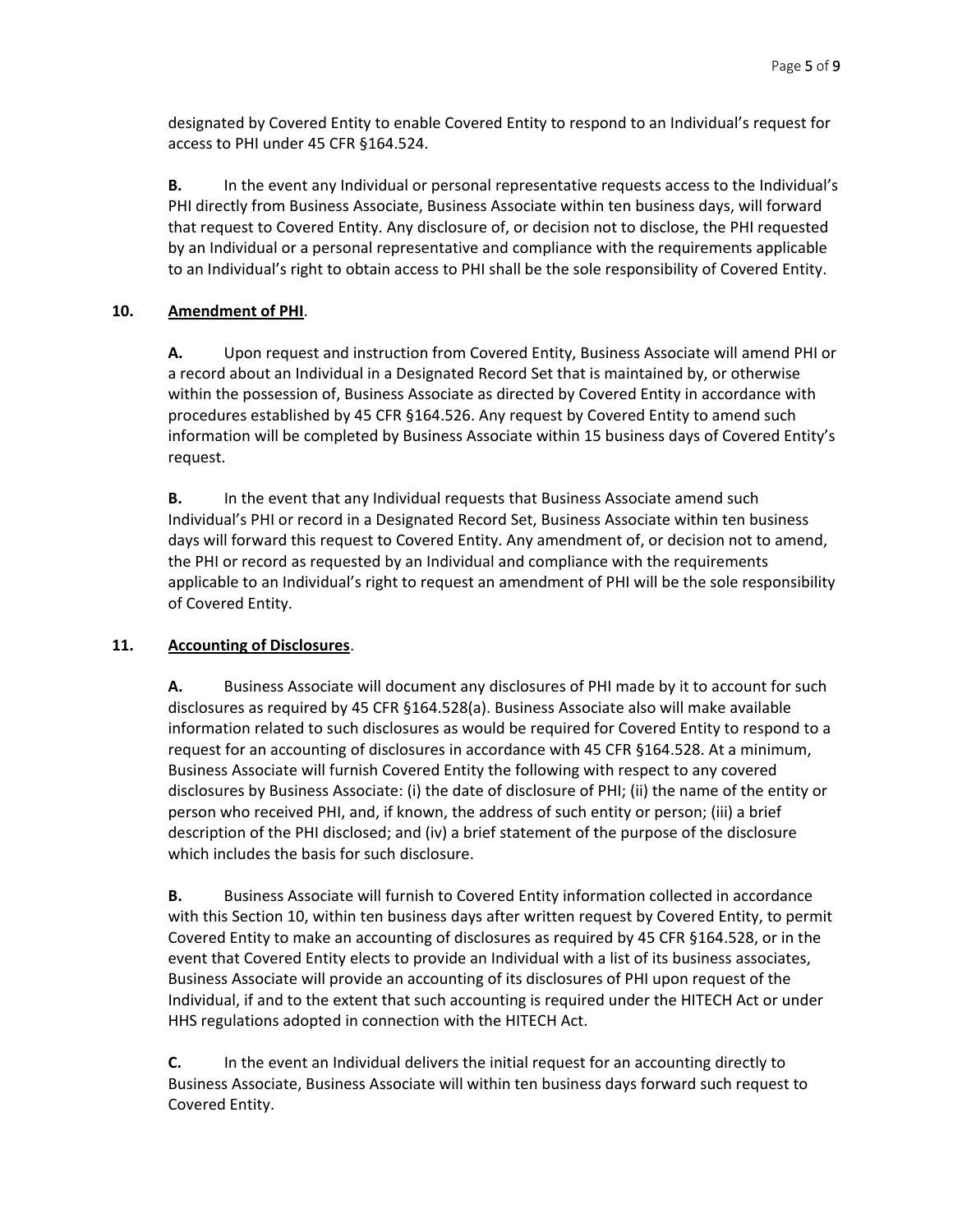designated by Covered Entity to enable Covered Entity to respond to an Individual's request for access to PHI under 45 CFR §164.524.

**B.** In the event any Individual or personal representative requests access to the Individual's PHI directly from Business Associate, Business Associate within ten business days, will forward that request to Covered Entity. Any disclosure of, or decision not to disclose, the PHI requested by an Individual or a personal representative and compliance with the requirements applicable to an Individual's right to obtain access to PHI shall be the sole responsibility of Covered Entity.

**10. <u>Amendment of PHI</u>**.

**A.** Upon request and instruction from Covered Entity, Business Associate will amend PHI or a record about an Individual in a Designated Record Set that is maintained by, or otherwise within the possession of, Business Associate as directed by Covered Entity in accordance with procedures established by 45 CFR §164.526. Any request by Covered Entity to amend such information will be completed by Business Associate within 15 business days of Covered Entity's request.

**B.** In the event that any Individual requests that Business Associate amend such Individual's PHI or record in a Designated Record Set, Business Associate within ten business days will forward this request to Covered Entity. Any amendment of, or decision not to amend, the PHI or record as requested by an Individual and compliance with the requirements applicable to an Individual's right to request an amendment of PHI will be the sole responsibility of Covered Entity.

**11. <u>Accounting of Disclosures</u>**.

**A.** Business Associate will document any disclosures of PHI made by it to account for such disclosures as required by 45 CFR §164.528(a). Business Associate also will make available information related to such disclosures as would be required for Covered Entity to respond to a request for an accounting of disclosures in accordance with 45 CFR §164.528. At a minimum, Business Associate will furnish Covered Entity the following with respect to any covered disclosures by Business Associate: (i) the date of disclosure of PHI; (ii) the name of the entity or person who received PHI, and, if known, the address of such entity or person; (iii) a brief description of the PHI disclosed; and (iv) a brief statement of the purpose of the disclosure which includes the basis for such disclosure.

**B.** Business Associate will furnish to Covered Entity information collected in accordance with this Section 10, within ten business days after written request by Covered Entity, to permit Covered Entity to make an accounting of disclosures as required by 45 CFR §164.528, or in the event that Covered Entity elects to provide an Individual with a list of its business associates, Business Associate will provide an accounting of its disclosures of PHI upon request of the Individual, if and to the extent that such accounting is required under the HITECH Act or under HHS regulations adopted in connection with the HITECH Act.

**C.** In the event an Individual delivers the initial request for an accounting directly to Business Associate, Business Associate will within ten business days forward such request to Covered Entity.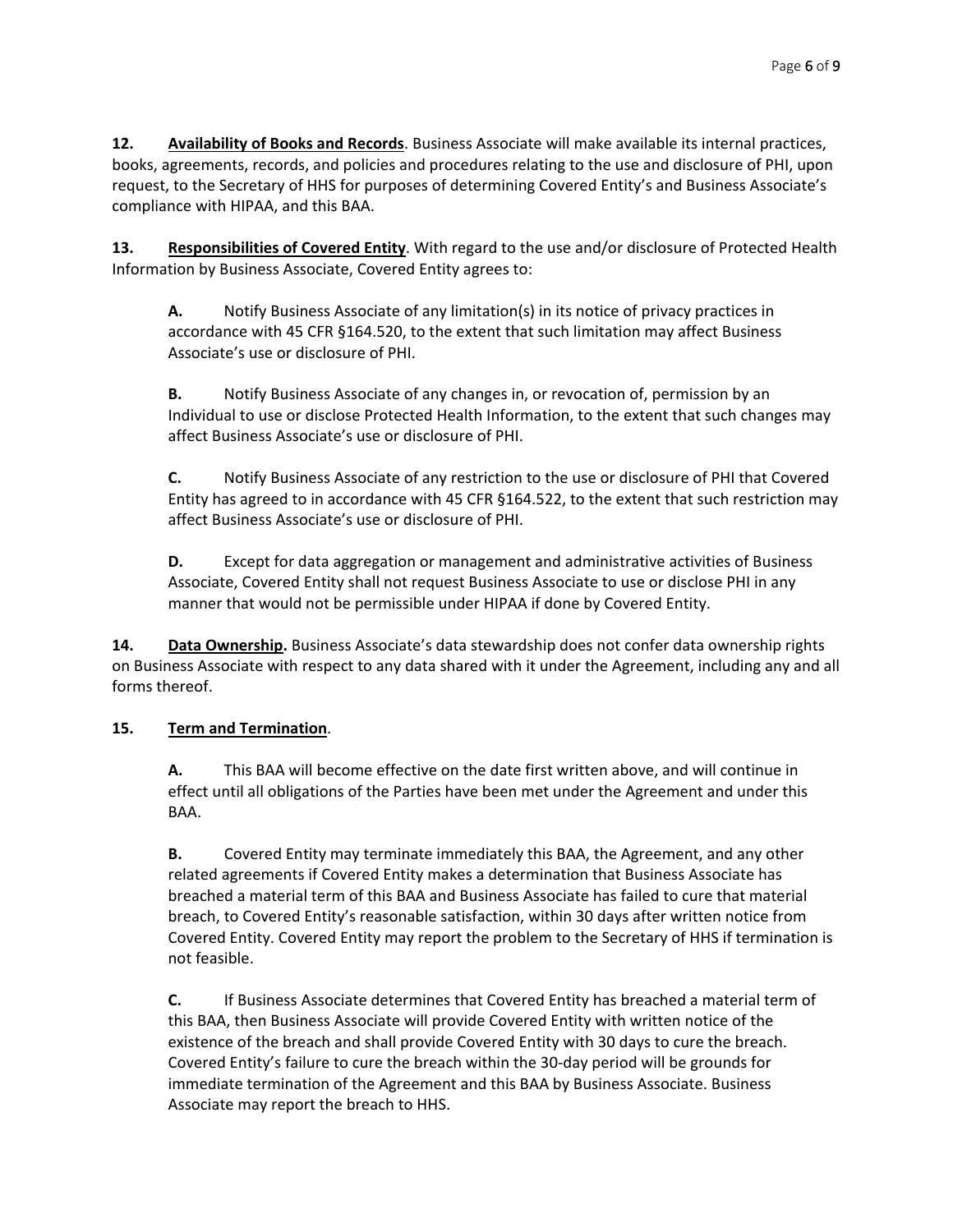**12. <u>Availability of Books and Records</u>**. Business Associate will make available its internal practices, books, agreements, records, and policies and procedures relating to the use and disclosure of PHI, upon request, to the Secretary of HHS for purposes of determining Covered Entity's and Business Associate's compliance with HIPAA, and this BAA.

**13. <u>Responsibilities of Covered Entity</u>**. With regard to the use and/or disclosure of Protected Health Information by Business Associate, Covered Entity agrees to:

**A.** Notify Business Associate of any limitation(s) in its notice of privacy practices in accordance with 45 CFR §164.520, to the extent that such limitation may affect Business Associate's use or disclosure of PHI.

**B.** Notify Business Associate of any changes in, or revocation of, permission by an Individual to use or disclose Protected Health Information, to the extent that such changes may affect Business Associate's use or disclosure of PHI.

**C.** Notify Business Associate of any restriction to the use or disclosure of PHI that Covered Entity has agreed to in accordance with 45 CFR §164.522, to the extent that such restriction may affect Business Associate's use or disclosure of PHI.

**D.** Except for data aggregation or management and administrative activities of Business Associate, Covered Entity shall not request Business Associate to use or disclose PHI in any manner that would not be permissible under HIPAA if done by Covered Entity.

**14. <u>Data Ownership</u>.** Business Associate's data stewardship does not confer data ownership rights on Business Associate with respect to any data shared with it under the Agreement, including any and all forms thereof.

**15. <u>Term and Termination</u>**.

**A.** This BAA will become effective on the date first written above, and will continue in effect until all obligations of the Parties have been met under the Agreement and under this BAA.

**B.** Covered Entity may terminate immediately this BAA, the Agreement, and any other related agreements if Covered Entity makes a determination that Business Associate has breached a material term of this BAA and Business Associate has failed to cure that material breach, to Covered Entity's reasonable satisfaction, within 30 days after written notice from Covered Entity. Covered Entity may report the problem to the Secretary of HHS if termination is not feasible.

**C.** If Business Associate determines that Covered Entity has breached a material term of this BAA, then Business Associate will provide Covered Entity with written notice of the existence of the breach and shall provide Covered Entity with 30 days to cure the breach. Covered Entity's failure to cure the breach within the 30-day period will be grounds for immediate termination of the Agreement and this BAA by Business Associate. Business Associate may report the breach to HHS.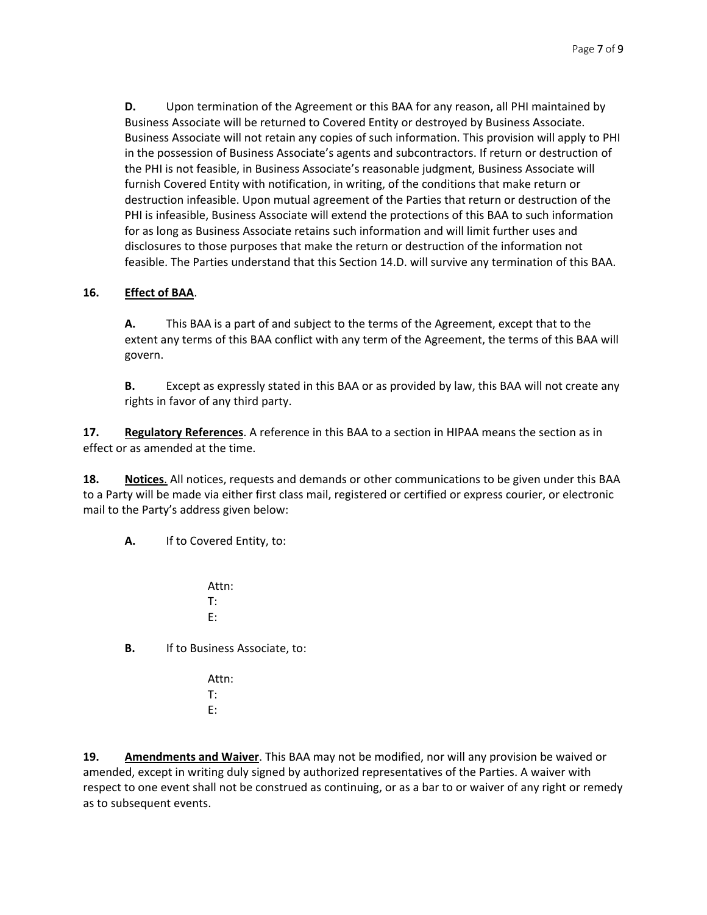**D.** Upon termination of the Agreement or this BAA for any reason, all PHI maintained by Business Associate will be returned to Covered Entity or destroyed by Business Associate. Business Associate will not retain any copies of such information. This provision will apply to PHI in the possession of Business Associate's agents and subcontractors. If return or destruction of the PHI is not feasible, in Business Associate's reasonable judgment, Business Associate will furnish Covered Entity with notification, in writing, of the conditions that make return or destruction infeasible. Upon mutual agreement of the Parties that return or destruction of the PHI is infeasible, Business Associate will extend the protections of this BAA to such information for as long as Business Associate retains such information and will limit further uses and disclosures to those purposes that make the return or destruction of the information not feasible. The Parties understand that this Section 14.D. will survive any termination of this BAA.

**16. <u>Effect of BAA</u>**.

**A.** This BAA is a part of and subject to the terms of the Agreement, except that to the extent any terms of this BAA conflict with any term of the Agreement, the terms of this BAA will govern.

**B.** Except as expressly stated in this BAA or as provided by law, this BAA will not create any rights in favor of any third party.

**17. <u>Regulatory References</u>**. A reference in this BAA to a section in HIPAA means the section as in effect or as amended at the time.

**18. <u>Notices</u>**. All notices, requests and demands or other communications to be given under this BAA to a Party will be made via either first class mail, registered or certified or express courier, or electronic mail to the Party's address given below:

**A.** If to Covered Entity, to:

Attn:
T:
E:

**B.** If to Business Associate, to:

Attn:
T:
E:

**19. <u>Amendments and Waiver</u>**. This BAA may not be modified, nor will any provision be waived or amended, except in writing duly signed by authorized representatives of the Parties. A waiver with respect to one event shall not be construed as continuing, or as a bar to or waiver of any right or remedy as to subsequent events.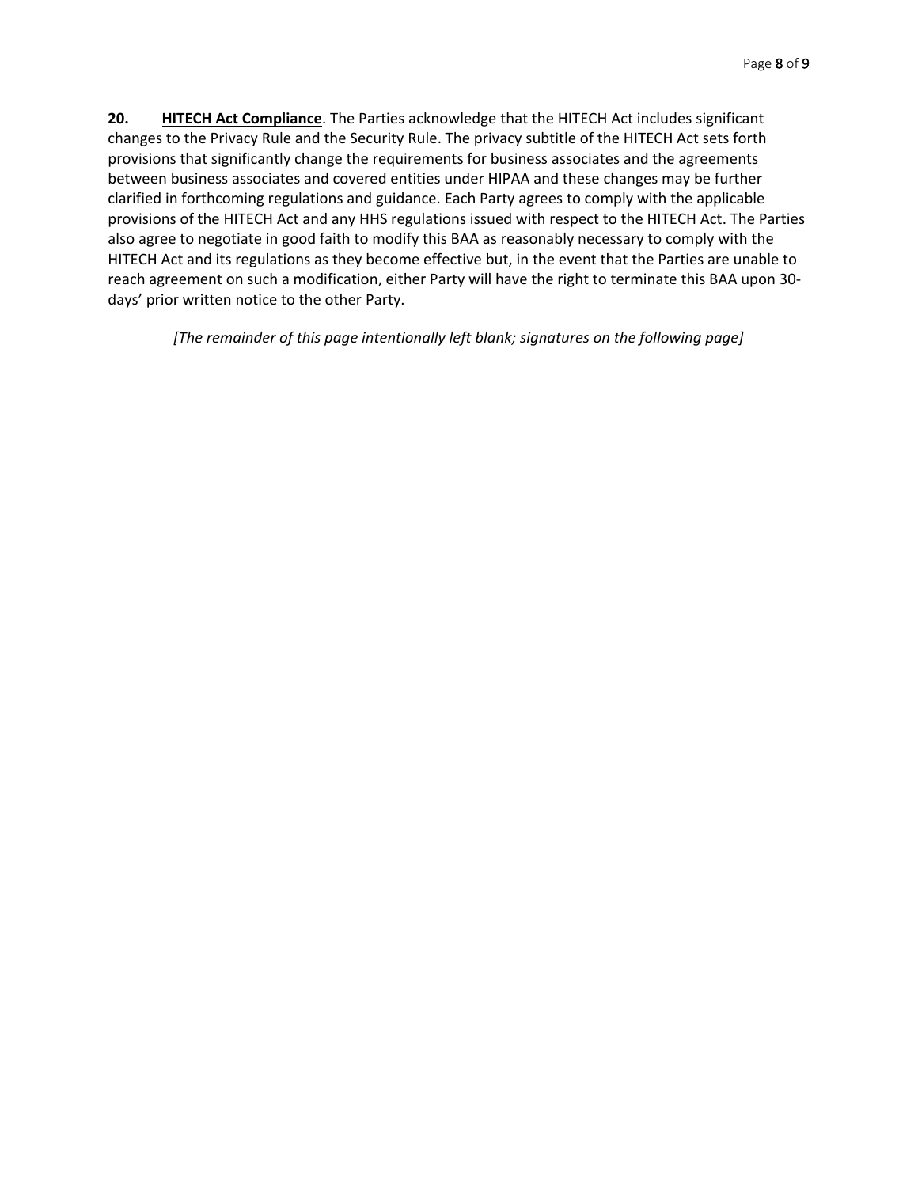**20. <u>HITECH Act Compliance</u>**. The Parties acknowledge that the HITECH Act includes significant changes to the Privacy Rule and the Security Rule. The privacy subtitle of the HITECH Act sets forth provisions that significantly change the requirements for business associates and the agreements between business associates and covered entities under HIPAA and these changes may be further clarified in forthcoming regulations and guidance. Each Party agrees to comply with the applicable provisions of the HITECH Act and any HHS regulations issued with respect to the HITECH Act. The Parties also agree to negotiate in good faith to modify this BAA as reasonably necessary to comply with the HITECH Act and its regulations as they become effective but, in the event that the Parties are unable to reach agreement on such a modification, either Party will have the right to terminate this BAA upon 30-days' prior written notice to the other Party.

*[The remainder of this page intentionally left blank; signatures on the following page]*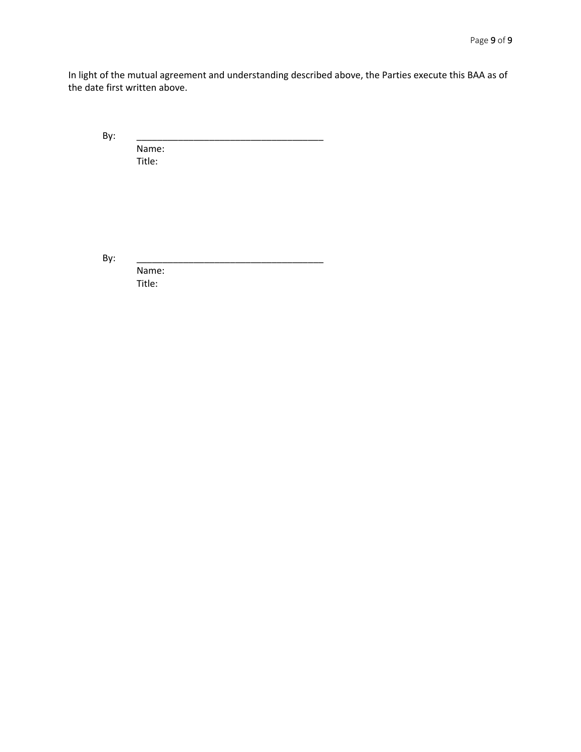In light of the mutual agreement and understanding described above, the Parties execute this BAA as of the date first written above.

By: ____________________________________
Name:
Title:

By: ____________________________________
Name:
Title: